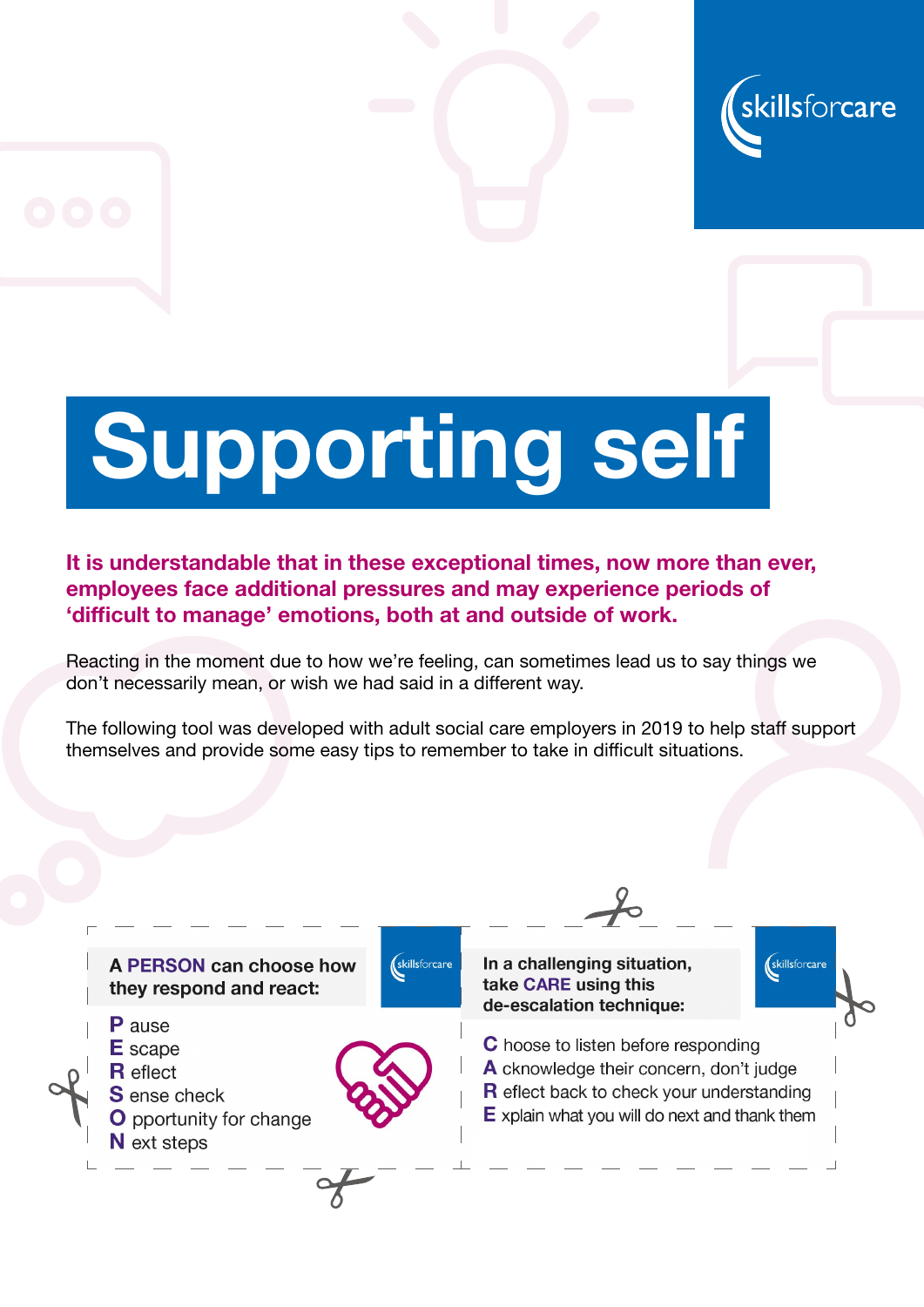# Supporting self

**It is understandable that in these exceptional times, now more than ever, employees face additional pressures and may experience periods of 'difficult to manage' emotions, both at and outside of work.**

Reacting in the moment due to how we're feeling, can sometimes lead us to say things we don't necessarily mean, or wish we had said in a different way.

The following tool was developed with adult social care employers in 2019 to help staff support themselves and provide some easy tips to remember to take in difficult situations.

**A PERSON can choose how they respond and react:**

- **P** ause
- **E** scape
- **R** eflect
- **S** ense check
- **O** pportunity for change
- **N** ext steps

**In a challenging situation, take CARE using this de-escalation technique:**

- **C** hoose to listen before responding
- **A** cknowledge their concern, don't judge
- **R** eflect back to check your understanding
- **E** xplain what you will do next and thank them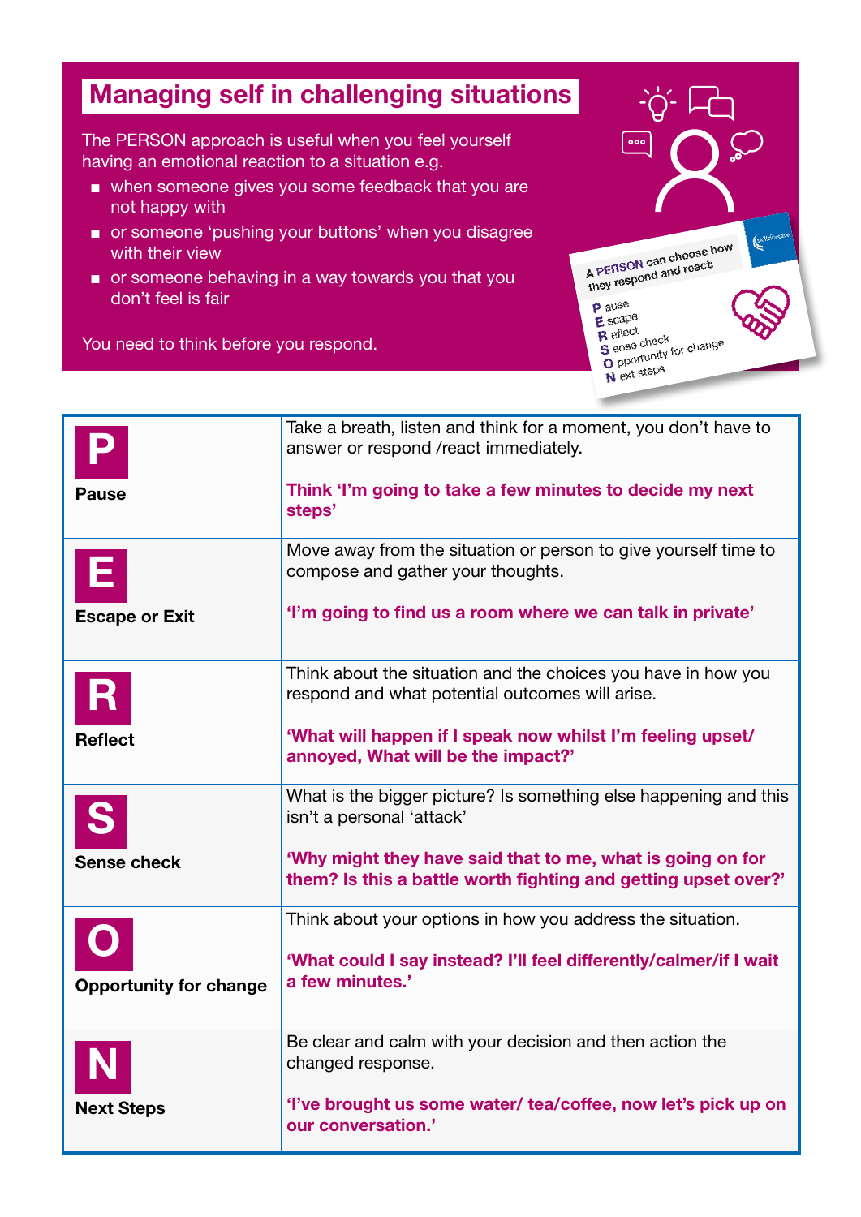# Managing self in challenging situations

The PERSON approach is useful when you feel yourself having an emotional reaction to a situation e.g.

- when someone gives you some feedback that you are not happy with
- or someone 'pushing your buttons' when you disagree with their view
- or someone behaving in a way towards you that you don't feel is fair

You need to think before you respond.

A PERSON can choose how they respond and react

P ause
E scape
R eflect
S ense check
O pportunity for change
N ext steps

| | |
|---|---|
| **P**<br>**Pause** | Take a breath, listen and think for a moment, you don't have to answer or respond /react immediately.<br><br>**Think 'I'm going to take a few minutes to decide my next steps'** |
| **E**<br>**Escape or Exit** | Move away from the situation or person to give yourself time to compose and gather your thoughts.<br><br>**'I'm going to find us a room where we can talk in private'** |
| **R**<br>**Reflect** | Think about the situation and the choices you have in how you respond and what potential outcomes will arise.<br><br>**'What will happen if I speak now whilst I'm feeling upset/ annoyed, What will be the impact?'** |
| **S**<br>**Sense check** | What is the bigger picture? Is something else happening and this isn't a personal 'attack'<br><br>**'Why might they have said that to me, what is going on for them? Is this a battle worth fighting and getting upset over?'** |
| **O**<br>**Opportunity for change** | Think about your options in how you address the situation.<br><br>**'What could I say instead? I'll feel differently/calmer/if I wait a few minutes.'** |
| **N**<br>**Next Steps** | Be clear and calm with your decision and then action the changed response.<br><br>**'I've brought us some water/ tea/coffee, now let's pick up on our conversation.'** |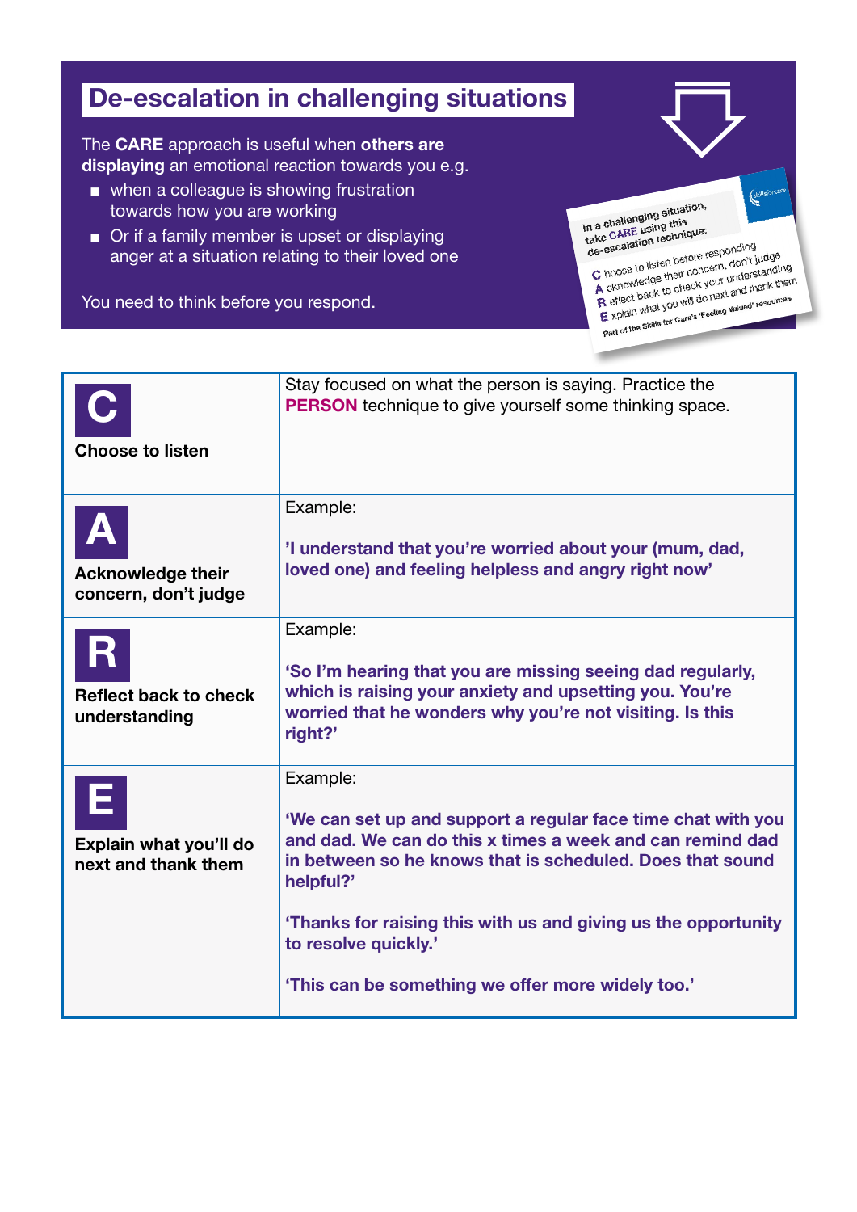## De-escalation in challenging situations

The **CARE** approach is useful when **others are displaying** an emotional reaction towards you e.g.

- when a colleague is showing frustration towards how you are working
- Or if a family member is upset or displaying anger at a situation relating to their loved one

You need to think before you respond.

In a challenging situation, take CARE using this de-escalation technique:
C hoose to listen before responding
A cknowledge their concern, don't judge
R eflect back to check your understanding
E xplain what you will do next and thank them
Part of the Skills for Care's 'Feeling Valued' resources

| | |
|---|---|
| **C**<br>**Choose to listen** | Stay focused on what the person is saying. Practice the **PERSON** technique to give yourself some thinking space. |
| **A**<br>**Acknowledge their concern, don't judge** | Example:<br>**'I understand that you're worried about your (mum, dad, loved one) and feeling helpless and angry right now'** |
| **R**<br>**Reflect back to check understanding** | Example:<br>**'So I'm hearing that you are missing seeing dad regularly, which is raising your anxiety and upsetting you. You're worried that he wonders why you're not visiting. Is this right?'** |
| **E**<br>**Explain what you'll do next and thank them** | Example:<br>**'We can set up and support a regular face time chat with you and dad. We can do this x times a week and can remind dad in between so he knows that is scheduled. Does that sound helpful?'**<br>**'Thanks for raising this with us and giving us the opportunity to resolve quickly.'**<br>**'This can be something we offer more widely too.'** |